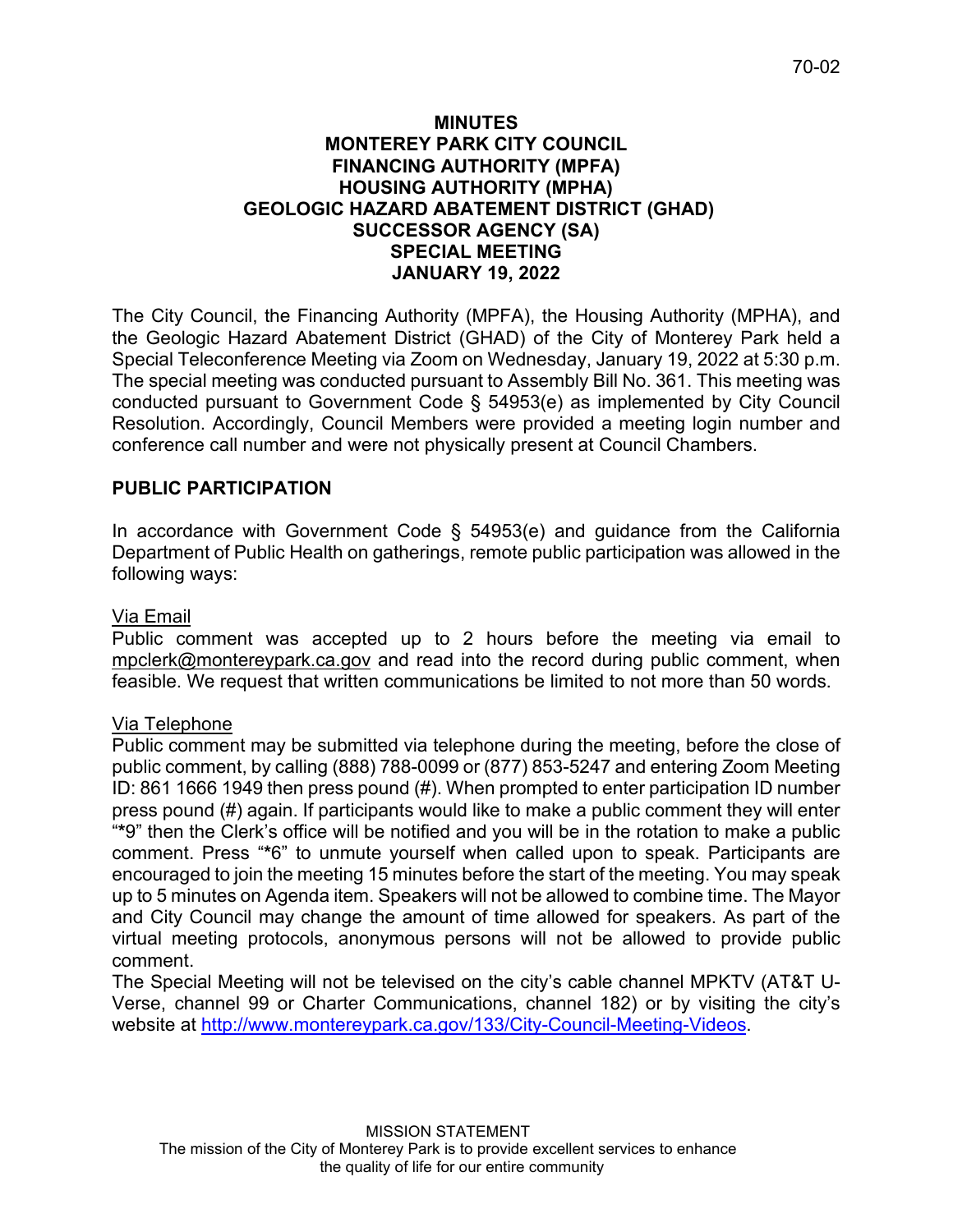# MINUTES
# MONTEREY PARK CITY COUNCIL
# FINANCING AUTHORITY (MPFA)
# HOUSING AUTHORITY (MPHA)
# GEOLOGIC HAZARD ABATEMENT DISTRICT (GHAD)
# SUCCESSOR AGENCY (SA)
# SPECIAL MEETING
# JANUARY 19, 2022

The City Council, the Financing Authority (MPFA), the Housing Authority (MPHA), and the Geologic Hazard Abatement District (GHAD) of the City of Monterey Park held a Special Teleconference Meeting via Zoom on Wednesday, January 19, 2022 at 5:30 p.m. The special meeting was conducted pursuant to Assembly Bill No. 361. This meeting was conducted pursuant to Government Code § 54953(e) as implemented by City Council Resolution. Accordingly, Council Members were provided a meeting login number and conference call number and were not physically present at Council Chambers.

## PUBLIC PARTICIPATION

In accordance with Government Code § 54953(e) and guidance from the California Department of Public Health on gatherings, remote public participation was allowed in the following ways:

Via Email

Public comment was accepted up to 2 hours before the meeting via email to mpclerk@montereypark.ca.gov and read into the record during public comment, when feasible. We request that written communications be limited to not more than 50 words.

Via Telephone

Public comment may be submitted via telephone during the meeting, before the close of public comment, by calling (888) 788-0099 or (877) 853-5247 and entering Zoom Meeting ID: 861 1666 1949 then press pound (#). When prompted to enter participation ID number press pound (#) again. If participants would like to make a public comment they will enter "*9" then the Clerk's office will be notified and you will be in the rotation to make a public comment. Press "*6" to unmute yourself when called upon to speak. Participants are encouraged to join the meeting 15 minutes before the start of the meeting. You may speak up to 5 minutes on Agenda item. Speakers will not be allowed to combine time. The Mayor and City Council may change the amount of time allowed for speakers. As part of the virtual meeting protocols, anonymous persons will not be allowed to provide public comment.

The Special Meeting will not be televised on the city's cable channel MPKTV (AT&T U-Verse, channel 99 or Charter Communications, channel 182) or by visiting the city's website at http://www.montereypark.ca.gov/133/City-Council-Meeting-Videos.

MISSION STATEMENT
The mission of the City of Monterey Park is to provide excellent services to enhance the quality of life for our entire community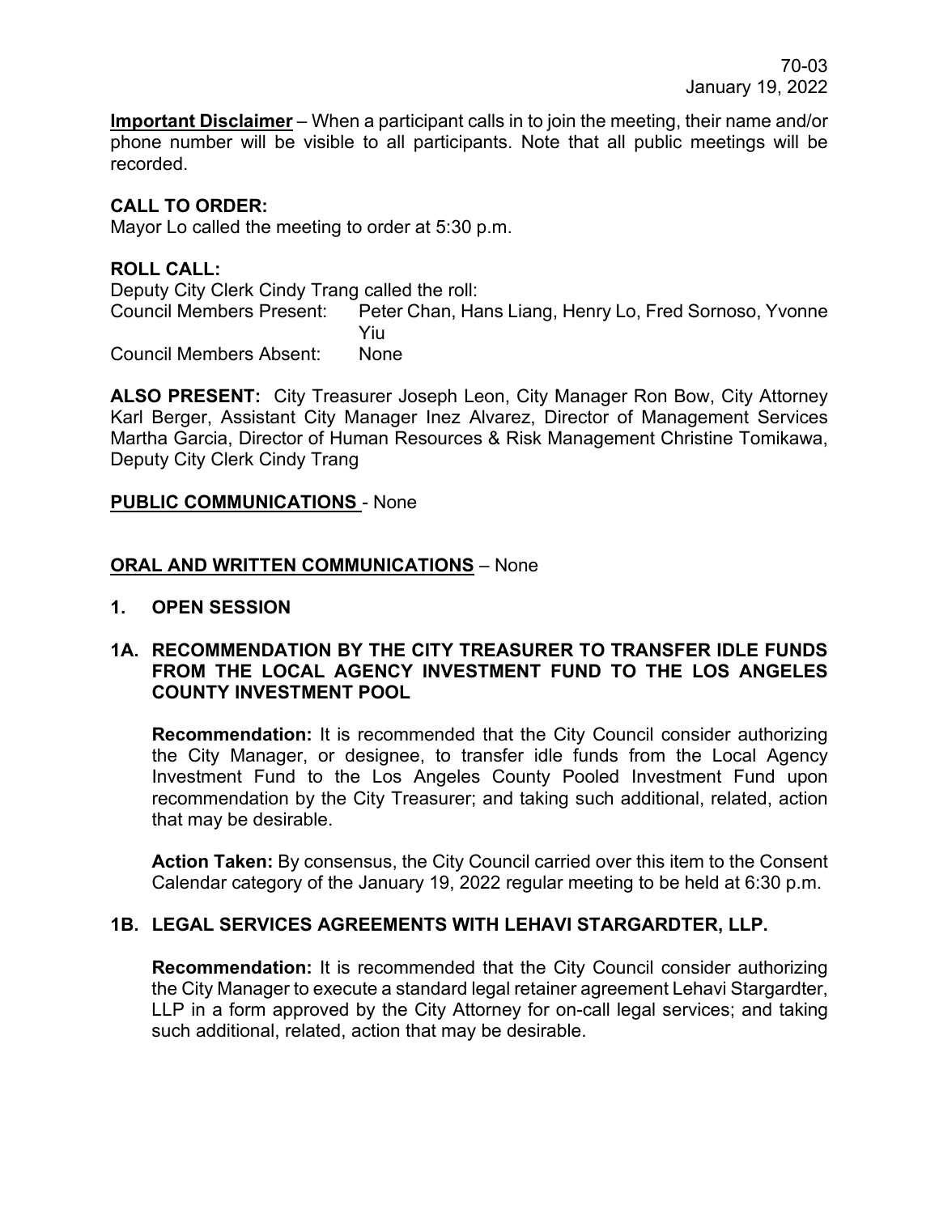**Important Disclaimer** – When a participant calls in to join the meeting, their name and/or phone number will be visible to all participants. Note that all public meetings will be recorded.

**CALL TO ORDER:**
Mayor Lo called the meeting to order at 5:30 p.m.

**ROLL CALL:**
Deputy City Clerk Cindy Trang called the roll:

Council Members Present: Peter Chan, Hans Liang, Henry Lo, Fred Sornoso, Yvonne Yiu

Council Members Absent: None

**ALSO PRESENT:** City Treasurer Joseph Leon, City Manager Ron Bow, City Attorney Karl Berger, Assistant City Manager Inez Alvarez, Director of Management Services Martha Garcia, Director of Human Resources & Risk Management Christine Tomikawa, Deputy City Clerk Cindy Trang

**PUBLIC COMMUNICATIONS** - None

**ORAL AND WRITTEN COMMUNICATIONS** – None

## 1. OPEN SESSION

### 1A. RECOMMENDATION BY THE CITY TREASURER TO TRANSFER IDLE FUNDS FROM THE LOCAL AGENCY INVESTMENT FUND TO THE LOS ANGELES COUNTY INVESTMENT POOL

**Recommendation:** It is recommended that the City Council consider authorizing the City Manager, or designee, to transfer idle funds from the Local Agency Investment Fund to the Los Angeles County Pooled Investment Fund upon recommendation by the City Treasurer; and taking such additional, related, action that may be desirable.

**Action Taken:** By consensus, the City Council carried over this item to the Consent Calendar category of the January 19, 2022 regular meeting to be held at 6:30 p.m.

### 1B. LEGAL SERVICES AGREEMENTS WITH LEHAVI STARGARDTER, LLP.

**Recommendation:** It is recommended that the City Council consider authorizing the City Manager to execute a standard legal retainer agreement Lehavi Stargardter, LLP in a form approved by the City Attorney for on-call legal services; and taking such additional, related, action that may be desirable.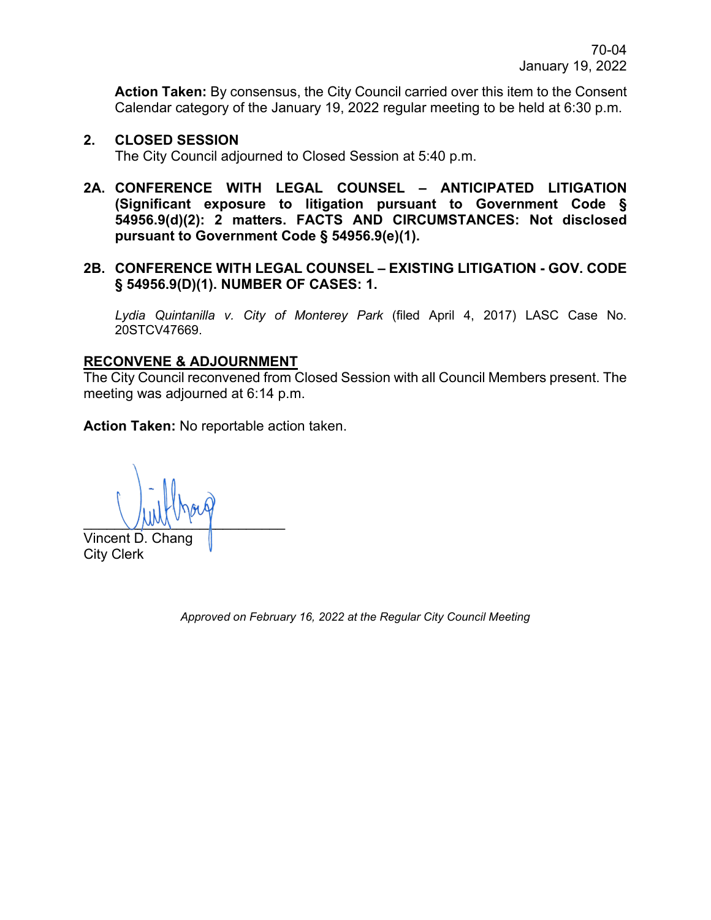**Action Taken:** By consensus, the City Council carried over this item to the Consent Calendar category of the January 19, 2022 regular meeting to be held at 6:30 p.m.

**2. CLOSED SESSION**

The City Council adjourned to Closed Session at 5:40 p.m.

**2A. CONFERENCE WITH LEGAL COUNSEL – ANTICIPATED LITIGATION (Significant exposure to litigation pursuant to Government Code § 54956.9(d)(2): 2 matters. FACTS AND CIRCUMSTANCES: Not disclosed pursuant to Government Code § 54956.9(e)(1).**

**2B. CONFERENCE WITH LEGAL COUNSEL – EXISTING LITIGATION - GOV. CODE § 54956.9(D)(1). NUMBER OF CASES: 1.**

*Lydia Quintanilla v. City of Monterey Park* (filed April 4, 2017) LASC Case No. 20STCV47669.

**RECONVENE & ADJOURNMENT**

The City Council reconvened from Closed Session with all Council Members present. The meeting was adjourned at 6:14 p.m.

**Action Taken:** No reportable action taken.

\_\_\_\_\_\_\_\_\_\_\_\_\_\_\_\_\_\_\_\_\_\_\_\_\_\_\_\_\_\_

Vincent D. Chang
City Clerk

*Approved on February 16, 2022 at the Regular City Council Meeting*